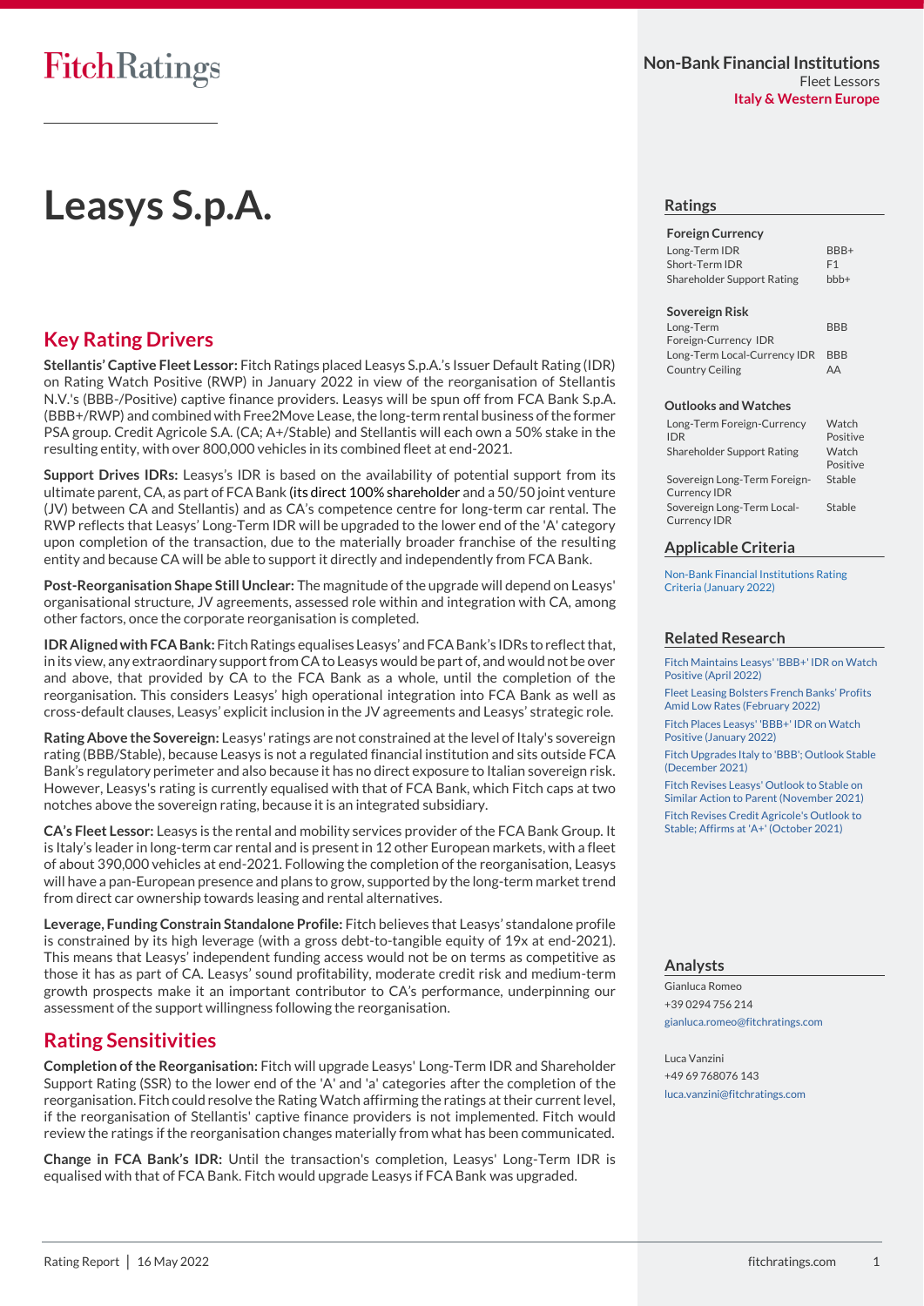# Leasys S.p.A.

Non-Bank Financial Institutions
Fleet Lessors
**Italy & Western Europe**

## Key Rating Drivers

**Stellantis' Captive Fleet Lessor:** Fitch Ratings placed Leasys S.p.A.'s Issuer Default Rating (IDR) on Rating Watch Positive (RWP) in January 2022 in view of the reorganisation of Stellantis N.V.'s (BBB-/Positive) captive finance providers. Leasys will be spun off from FCA Bank S.p.A. (BBB+/RWP) and combined with Free2Move Lease, the long-term rental business of the former PSA group. Credit Agricole S.A. (CA; A+/Stable) and Stellantis will each own a 50% stake in the resulting entity, with over 800,000 vehicles in its combined fleet at end-2021.

**Support Drives IDRs:** Leasys's IDR is based on the availability of potential support from its ultimate parent, CA, as part of FCA Bank (its direct 100% shareholder and a 50/50 joint venture (JV) between CA and Stellantis) and as CA's competence centre for long-term car rental. The RWP reflects that Leasys' Long-Term IDR will be upgraded to the lower end of the 'A' category upon completion of the transaction, due to the materially broader franchise of the resulting entity and because CA will be able to support it directly and independently from FCA Bank.

**Post-Reorganisation Shape Still Unclear:** The magnitude of the upgrade will depend on Leasys' organisational structure, JV agreements, assessed role within and integration with CA, among other factors, once the corporate reorganisation is completed.

**IDR Aligned with FCA Bank:** Fitch Ratings equalises Leasys' and FCA Bank's IDRs to reflect that, in its view, any extraordinary support from CA to Leasys would be part of, and would not be over and above, that provided by CA to the FCA Bank as a whole, until the completion of the reorganisation. This considers Leasys' high operational integration into FCA Bank as well as cross-default clauses, Leasys' explicit inclusion in the JV agreements and Leasys' strategic role.

**Rating Above the Sovereign:** Leasys' ratings are not constrained at the level of Italy's sovereign rating (BBB/Stable), because Leasys is not a regulated financial institution and sits outside FCA Bank's regulatory perimeter and also because it has no direct exposure to Italian sovereign risk. However, Leasys's rating is currently equalised with that of FCA Bank, which Fitch caps at two notches above the sovereign rating, because it is an integrated subsidiary.

**CA's Fleet Lessor:** Leasys is the rental and mobility services provider of the FCA Bank Group. It is Italy's leader in long-term car rental and is present in 12 other European markets, with a fleet of about 390,000 vehicles at end-2021. Following the completion of the reorganisation, Leasys will have a pan-European presence and plans to grow, supported by the long-term market trend from direct car ownership towards leasing and rental alternatives.

**Leverage, Funding Constrain Standalone Profile:** Fitch believes that Leasys' standalone profile is constrained by its high leverage (with a gross debt-to-tangible equity of 19x at end-2021). This means that Leasys' independent funding access would not be on terms as competitive as those it has as part of CA. Leasys' sound profitability, moderate credit risk and medium-term growth prospects make it an important contributor to CA's performance, underpinning our assessment of the support willingness following the reorganisation.

## Rating Sensitivities

**Completion of the Reorganisation:** Fitch will upgrade Leasys' Long-Term IDR and Shareholder Support Rating (SSR) to the lower end of the 'A' and 'a' categories after the completion of the reorganisation. Fitch could resolve the Rating Watch affirming the ratings at their current level, if the reorganisation of Stellantis' captive finance providers is not implemented. Fitch would review the ratings if the reorganisation changes materially from what has been communicated.

**Change in FCA Bank's IDR:** Until the transaction's completion, Leasys' Long-Term IDR is equalised with that of FCA Bank. Fitch would upgrade Leasys if FCA Bank was upgraded.

## Ratings

| Foreign Currency | |
|---|---|
| Long-Term IDR | BBB+ |
| Short-Term IDR | F1 |
| Shareholder Support Rating | bbb+ |

| Sovereign Risk | |
|---|---|
| Long-Term Foreign-Currency IDR | BBB |
| Long-Term Local-Currency IDR | BBB |
| Country Ceiling | AA |

## Outlooks and Watches

| | |
|---|---|
| Long-Term Foreign-Currency IDR | Watch Positive |
| Shareholder Support Rating | Watch Positive |
| Sovereign Long-Term Foreign-Currency IDR | Stable |
| Sovereign Long-Term Local-Currency IDR | Stable |

## Applicable Criteria

Non-Bank Financial Institutions Rating Criteria (January 2022)

## Related Research

Fitch Maintains Leasys' 'BBB+' IDR on Watch Positive (April 2022)

Fleet Leasing Bolsters French Banks' Profits Amid Low Rates (February 2022)

Fitch Places Leasys' 'BBB+' IDR on Watch Positive (January 2022)

Fitch Upgrades Italy to 'BBB'; Outlook Stable (December 2021)

Fitch Revises Leasys' Outlook to Stable on Similar Action to Parent (November 2021)

Fitch Revises Credit Agricole's Outlook to Stable; Affirms at 'A+' (October 2021)

## Analysts

Gianluca Romeo
+39 0294 756 214
gianluca.romeo@fitchratings.com

Luca Vanzini
+49 69 768076 143
luca.vanzini@fitchratings.com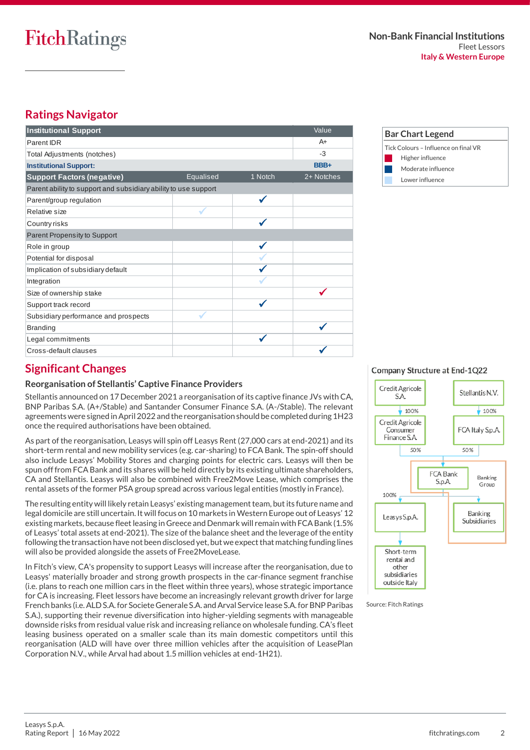## Ratings Navigator

| Institutional Support | | | Value |
|---|---|---|---|
| Parent IDR | | | A+ |
| Total Adjustments (notches) | | | -3 |
| **Institutional Support:** | | | **BBB+** |

| Support Factors (negative) | Equalised | 1 Notch | 2+ Notches |
|---|---|---|---|
| Parent ability to support and subsidiary ability to use support | | | |
| Parent/group regulation | | ✓ | |
| Relative size | ✓ | | |
| Country risks | | ✓ | |
| Parent Propensity to Support | | | |
| Role in group | | ✓ | |
| Potential for disposal | | ✓ | |
| Implication of subsidiary default | | ✓ | |
| Integration | | ✓ | |
| Size of ownership stake | | | ✓ |
| Support track record | | ✓ | |
| Subsidiary performance and prospects | ✓ | | |
| Branding | | | ✓ |
| Legal commitments | | ✓ | |
| Cross-default clauses | | | ✓ |

**Bar Chart Legend**

Tick Colours – Influence on final VR

- Higher influence
- Moderate influence
- Lower influence

## Significant Changes

### Reorganisation of Stellantis' Captive Finance Providers

Stellantis announced on 17 December 2021 a reorganisation of its captive finance JVs with CA, BNP Paribas S.A. (A+/Stable) and Santander Consumer Finance S.A. (A-/Stable). The relevant agreements were signed in April 2022 and the reorganisation should be completed during 1H23 once the required authorisations have been obtained.

As part of the reorganisation, Leasys will spin off Leasys Rent (27,000 cars at end-2021) and its short-term rental and new mobility services (e.g. car-sharing) to FCA Bank. The spin-off should also include Leasys' Mobility Stores and charging points for electric cars. Leasys will then be spun off from FCA Bank and its shares will be held directly by its existing ultimate shareholders, CA and Stellantis. Leasys will also be combined with Free2Move Lease, which comprises the rental assets of the former PSA group spread across various legal entities (mostly in France).

The resulting entity will likely retain Leasys' existing management team, but its future name and legal domicile are still uncertain. It will focus on 10 markets in Western Europe out of Leasys' 12 existing markets, because fleet leasing in Greece and Denmark will remain with FCA Bank (1.5% of Leasys' total assets at end-2021). The size of the balance sheet and the leverage of the entity following the transaction have not been disclosed yet, but we expect that matching funding lines will also be provided alongside the assets of Free2MoveLease.

In Fitch's view, CA's propensity to support Leasys will increase after the reorganisation, due to Leasys' relatively broader and strong growth prospects in the car-finance segment franchise (i.e. plans to reach one million cars in the fleet within three years), whose strategic importance for CA is increasing. Fleet lessors have become an increasingly relevant growth driver for large French banks (i.e. ALD S.A. for Societe Generale S.A. and Arval Service lease S.A. for BNP Paribas S.A.), supporting their revenue diversification into higher-yielding segments with manageable downside risks from residual value risk and increasing reliance on wholesale funding. CA's fleet leasing business operated on a smaller scale than its main domestic competitors until this reorganisation (ALD will have over three million vehicles after the acquisition of LeasePlan Corporation N.V., while Arval had about 1.5 million vehicles at end-1H21).

**Company Structure at End-1Q22**

- Credit Agricole S.A. → 100% → Credit Agricole Consumer Finance S.A. → 50% → FCA Bank S.p.A.
- Stellantis N.V. → 100% → FCA Italy S.p.A. → 50% → FCA Bank S.p.A.
- FCA Bank S.p.A. (Banking Group) → 100% → Leasys S.p.A. → Short-term rental and other subsidiaries outside Italy
- FCA Bank S.p.A. (Banking Group) → Banking Subsidiaries

Source: Fitch Ratings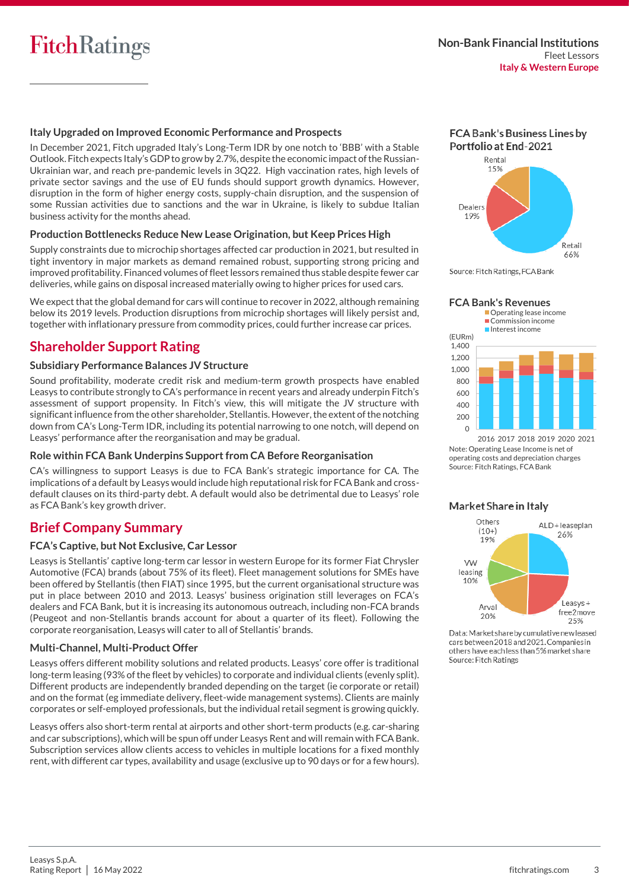## Italy Upgraded on Improved Economic Performance and Prospects

In December 2021, Fitch upgraded Italy's Long-Term IDR by one notch to 'BBB' with a Stable Outlook. Fitch expects Italy's GDP to grow by 2.7%, despite the economic impact of the Russian-Ukrainian war, and reach pre-pandemic levels in 3Q22. High vaccination rates, high levels of private sector savings and the use of EU funds should support growth dynamics. However, disruption in the form of higher energy costs, supply-chain disruption, and the suspension of some Russian activities due to sanctions and the war in Ukraine, is likely to subdue Italian business activity for the months ahead.

## Production Bottlenecks Reduce New Lease Origination, but Keep Prices High

Supply constraints due to microchip shortages affected car production in 2021, but resulted in tight inventory in major markets as demand remained robust, supporting strong pricing and improved profitability. Financed volumes of fleet lessors remained thus stable despite fewer car deliveries, while gains on disposal increased materially owing to higher prices for used cars.

We expect that the global demand for cars will continue to recover in 2022, although remaining below its 2019 levels. Production disruptions from microchip shortages will likely persist and, together with inflationary pressure from commodity prices, could further increase car prices.

# Shareholder Support Rating

## Subsidiary Performance Balances JV Structure

Sound profitability, moderate credit risk and medium-term growth prospects have enabled Leasys to contribute strongly to CA's performance in recent years and already underpin Fitch's assessment of support propensity. In Fitch's view, this will mitigate the JV structure with significant influence from the other shareholder, Stellantis. However, the extent of the notching down from CA's Long-Term IDR, including its potential narrowing to one notch, will depend on Leasys' performance after the reorganisation and may be gradual.

## Role within FCA Bank Underpins Support from CA Before Reorganisation

CA's willingness to support Leasys is due to FCA Bank's strategic importance for CA. The implications of a default by Leasys would include high reputational risk for FCA Bank and cross-default clauses on its third-party debt. A default would also be detrimental due to Leasys' role as FCA Bank's key growth driver.

# Brief Company Summary

## FCA's Captive, but Not Exclusive, Car Lessor

Leasys is Stellantis' captive long-term car lessor in western Europe for its former Fiat Chrysler Automotive (FCA) brands (about 75% of its fleet). Fleet management solutions for SMEs have been offered by Stellantis (then FIAT) since 1995, but the current organisational structure was put in place between 2010 and 2013. Leasys' business origination still leverages on FCA's dealers and FCA Bank, but it is increasing its autonomous outreach, including non-FCA brands (Peugeot and non-Stellantis brands account for about a quarter of its fleet). Following the corporate reorganisation, Leasys will cater to all of Stellantis' brands.

## Multi-Channel, Multi-Product Offer

Leasys offers different mobility solutions and related products. Leasys' core offer is traditional long-term leasing (93% of the fleet by vehicles) to corporate and individual clients (evenly split). Different products are independently branded depending on the target (ie corporate or retail) and on the format (eg immediate delivery, fleet-wide management systems). Clients are mainly corporates or self-employed professionals, but the individual retail segment is growing quickly.

Leasys offers also short-term rental at airports and other short-term products (e.g. car-sharing and car subscriptions), which will be spun off under Leasys Rent and will remain with FCA Bank. Subscription services allow clients access to vehicles in multiple locations for a fixed monthly rent, with different car types, availability and usage (exclusive up to 90 days or for a few hours).

### FCA Bank's Business Lines by Portfolio at End-2021

| Business line | Share |
|---|---|
| Retail | 66% |
| Dealers | 19% |
| Rental | 15% |

Source: Fitch Ratings, FCA Bank

### FCA Bank's Revenues

(EURm) — Operating lease income; Commission income; Interest income — 2016, 2017, 2018, 2019, 2020, 2021

Note: Operating Lease Income is net of operating costs and depreciation charges
Source: Fitch Ratings, FCA Bank

### Market Share in Italy

| Company | Share |
|---|---|
| ALD + leaseplan | 26% |
| Leasys + free2move | 25% |
| Arval | 20% |
| VW leasing | 10% |
| Others (10+) | 19% |

Data: Market share by cumulative new leased cars between 2018 and 2021. Companies in others have each less than 5% market share
Source: Fitch Ratings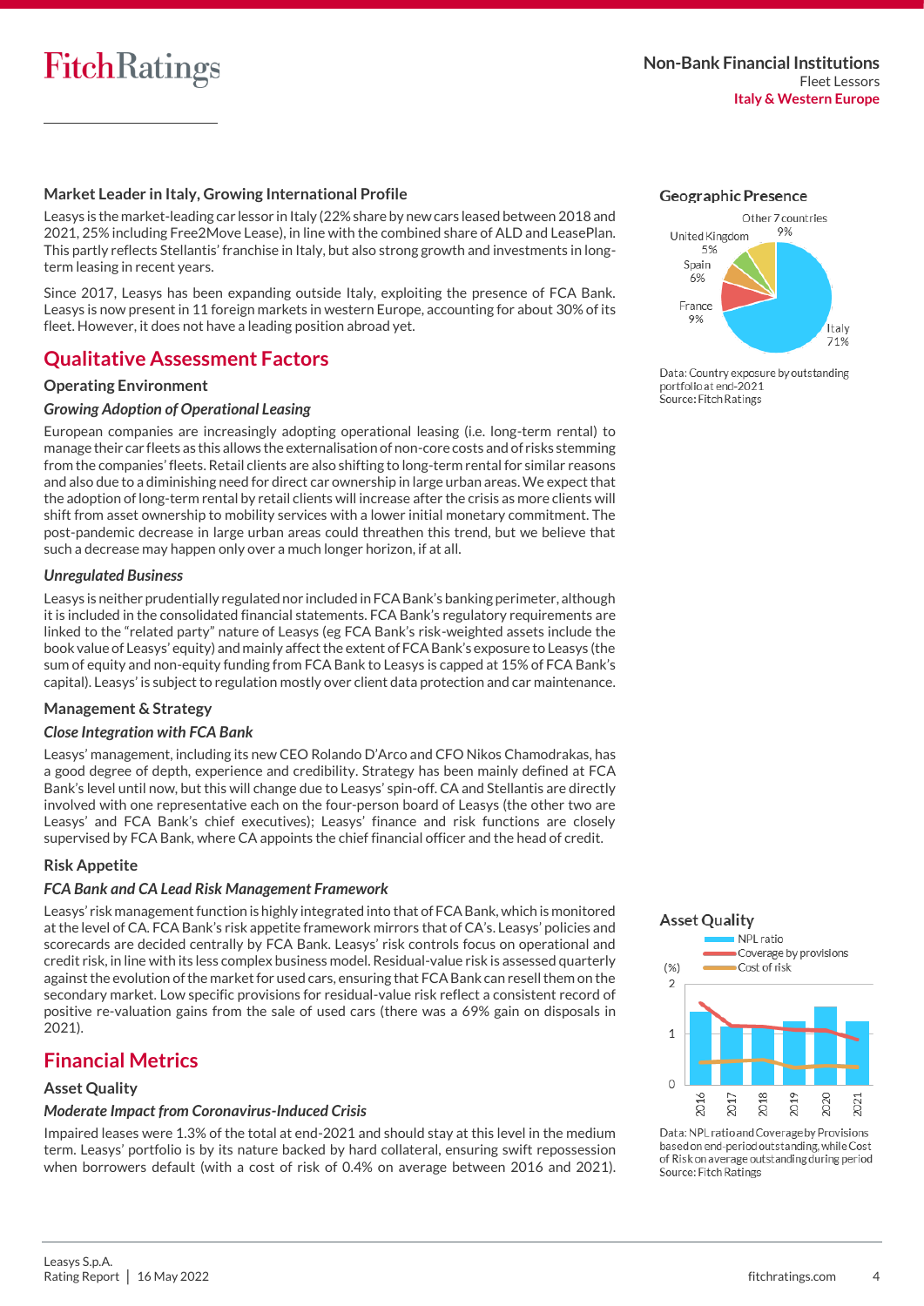### Market Leader in Italy, Growing International Profile

Leasys is the market-leading car lessor in Italy (22% share by new cars leased between 2018 and 2021, 25% including Free2Move Lease), in line with the combined share of ALD and LeasePlan. This partly reflects Stellantis' franchise in Italy, but also strong growth and investments in long-term leasing in recent years.

Since 2017, Leasys has been expanding outside Italy, exploiting the presence of FCA Bank. Leasys is now present in 11 foreign markets in western Europe, accounting for about 30% of its fleet. However, it does not have a leading position abroad yet.

**Geographic Presence**

Italy 71%, France 9%, Spain 6%, United Kingdom 5%, Other 7 countries 9%

Data: Country exposure by outstanding portfolio at end-2021
Source: Fitch Ratings

## Qualitative Assessment Factors

### Operating Environment

#### *Growing Adoption of Operational Leasing*

European companies are increasingly adopting operational leasing (i.e. long-term rental) to manage their car fleets as this allows the externalisation of non-core costs and of risks stemming from the companies' fleets. Retail clients are also shifting to long-term rental for similar reasons and also due to a diminishing need for direct car ownership in large urban areas. We expect that the adoption of long-term rental by retail clients will increase after the crisis as more clients will shift from asset ownership to mobility services with a lower initial monetary commitment. The post-pandemic decrease in large urban areas could threathen this trend, but we believe that such a decrease may happen only over a much longer horizon, if at all.

#### *Unregulated Business*

Leasys is neither prudentially regulated nor included in FCA Bank's banking perimeter, although it is included in the consolidated financial statements. FCA Bank's regulatory requirements are linked to the "related party" nature of Leasys (eg FCA Bank's risk-weighted assets include the book value of Leasys' equity) and mainly affect the extent of FCA Bank's exposure to Leasys (the sum of equity and non-equity funding from FCA Bank to Leasys is capped at 15% of FCA Bank's capital). Leasys' is subject to regulation mostly over client data protection and car maintenance.

### Management & Strategy

#### *Close Integration with FCA Bank*

Leasys' management, including its new CEO Rolando D'Arco and CFO Nikos Chamodrakas, has a good degree of depth, experience and credibility. Strategy has been mainly defined at FCA Bank's level until now, but this will change due to Leasys' spin-off. CA and Stellantis are directly involved with one representative each on the four-person board of Leasys (the other two are Leasys' and FCA Bank's chief executives); Leasys' finance and risk functions are closely supervised by FCA Bank, where CA appoints the chief financial officer and the head of credit.

### Risk Appetite

#### *FCA Bank and CA Lead Risk Management Framework*

Leasys' risk management function is highly integrated into that of FCA Bank, which is monitored at the level of CA. FCA Bank's risk appetite framework mirrors that of CA's. Leasys' policies and scorecards are decided centrally by FCA Bank. Leasys' risk controls focus on operational and credit risk, in line with its less complex business model. Residual-value risk is assessed quarterly against the evolution of the market for used cars, ensuring that FCA Bank can resell them on the secondary market. Low specific provisions for residual-value risk reflect a consistent record of positive re-valuation gains from the sale of used cars (there was a 69% gain on disposals in 2021).

## Financial Metrics

### Asset Quality

#### *Moderate Impact from Coronavirus-Induced Crisis*

Impaired leases were 1.3% of the total at end-2021 and should stay at this level in the medium term. Leasys' portfolio is by its nature backed by hard collateral, ensuring swift repossession when borrowers default (with a cost of risk of 0.4% on average between 2016 and 2021).

**Asset Quality**

(%) — NPL ratio; Coverage by provisions; Cost of risk — 2016–2021

Data: NPL ratio and Coverage by Provisions based on end-period outstanding, while Cost of Risk on average outstanding during period
Source: Fitch Ratings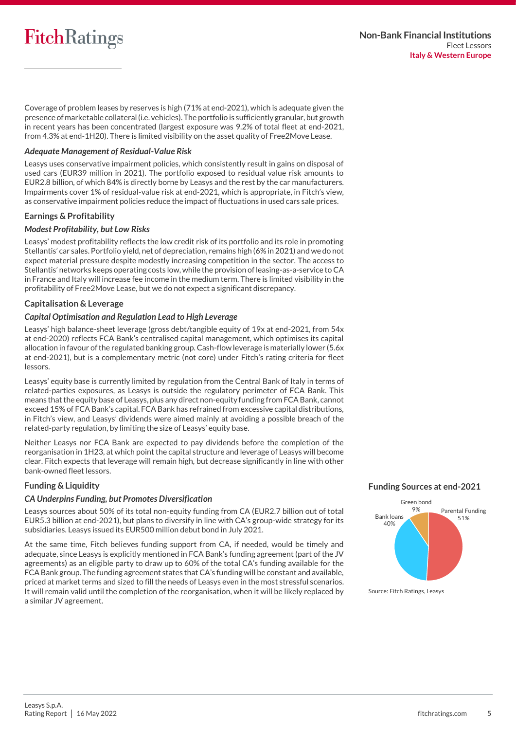Coverage of problem leases by reserves is high (71% at end-2021), which is adequate given the presence of marketable collateral (i.e. vehicles). The portfolio is sufficiently granular, but growth in recent years has been concentrated (largest exposure was 9.2% of total fleet at end-2021, from 4.3% at end-1H20). There is limited visibility on the asset quality of Free2Move Lease.

### *Adequate Management of Residual-Value Risk*

Leasys uses conservative impairment policies, which consistently result in gains on disposal of used cars (EUR39 million in 2021). The portfolio exposed to residual value risk amounts to EUR2.8 billion, of which 84% is directly borne by Leasys and the rest by the car manufacturers. Impairments cover 1% of residual-value risk at end-2021, which is appropriate, in Fitch's view, as conservative impairment policies reduce the impact of fluctuations in used cars sale prices.

## Earnings & Profitability

### *Modest Profitability, but Low Risks*

Leasys' modest profitability reflects the low credit risk of its portfolio and its role in promoting Stellantis' car sales. Portfolio yield, net of depreciation, remains high (6% in 2021) and we do not expect material pressure despite modestly increasing competition in the sector. The access to Stellantis' networks keeps operating costs low, while the provision of leasing-as-a-service to CA in France and Italy will increase fee income in the medium term. There is limited visibility in the profitability of Free2Move Lease, but we do not expect a significant discrepancy.

## Capitalisation & Leverage

### *Capital Optimisation and Regulation Lead to High Leverage*

Leasys' high balance-sheet leverage (gross debt/tangible equity of 19x at end-2021, from 54x at end-2020) reflects FCA Bank's centralised capital management, which optimises its capital allocation in favour of the regulated banking group. Cash-flow leverage is materially lower (5.6x at end-2021), but is a complementary metric (not core) under Fitch's rating criteria for fleet lessors.

Leasys' equity base is currently limited by regulation from the Central Bank of Italy in terms of related-parties exposures, as Leasys is outside the regulatory perimeter of FCA Bank. This means that the equity base of Leasys, plus any direct non-equity funding from FCA Bank, cannot exceed 15% of FCA Bank's capital. FCA Bank has refrained from excessive capital distributions, in Fitch's view, and Leasys' dividends were aimed mainly at avoiding a possible breach of the related-party regulation, by limiting the size of Leasys' equity base.

Neither Leasys nor FCA Bank are expected to pay dividends before the completion of the reorganisation in 1H23, at which point the capital structure and leverage of Leasys will become clear. Fitch expects that leverage will remain high, but decrease significantly in line with other bank-owned fleet lessors.

## Funding & Liquidity

### *CA Underpins Funding, but Promotes Diversification*

Leasys sources about 50% of its total non-equity funding from CA (EUR2.7 billion out of total EUR5.3 billion at end-2021), but plans to diversify in line with CA's group-wide strategy for its subsidiaries. Leasys issued its EUR500 million debut bond in July 2021.

At the same time, Fitch believes funding support from CA, if needed, would be timely and adequate, since Leasys is explicitly mentioned in FCA Bank's funding agreement (part of the JV agreements) as an eligible party to draw up to 60% of the total CA's funding available for the FCA Bank group. The funding agreement states that CA's funding will be constant and available, priced at market terms and sized to fill the needs of Leasys even in the most stressful scenarios. It will remain valid until the completion of the reorganisation, when it will be likely replaced by a similar JV agreement.

**Funding Sources at end-2021**

| Source | Share |
|---|---|
| Parental Funding | 51% |
| Bank loans | 40% |
| Green bond | 9% |

Source: Fitch Ratings, Leasys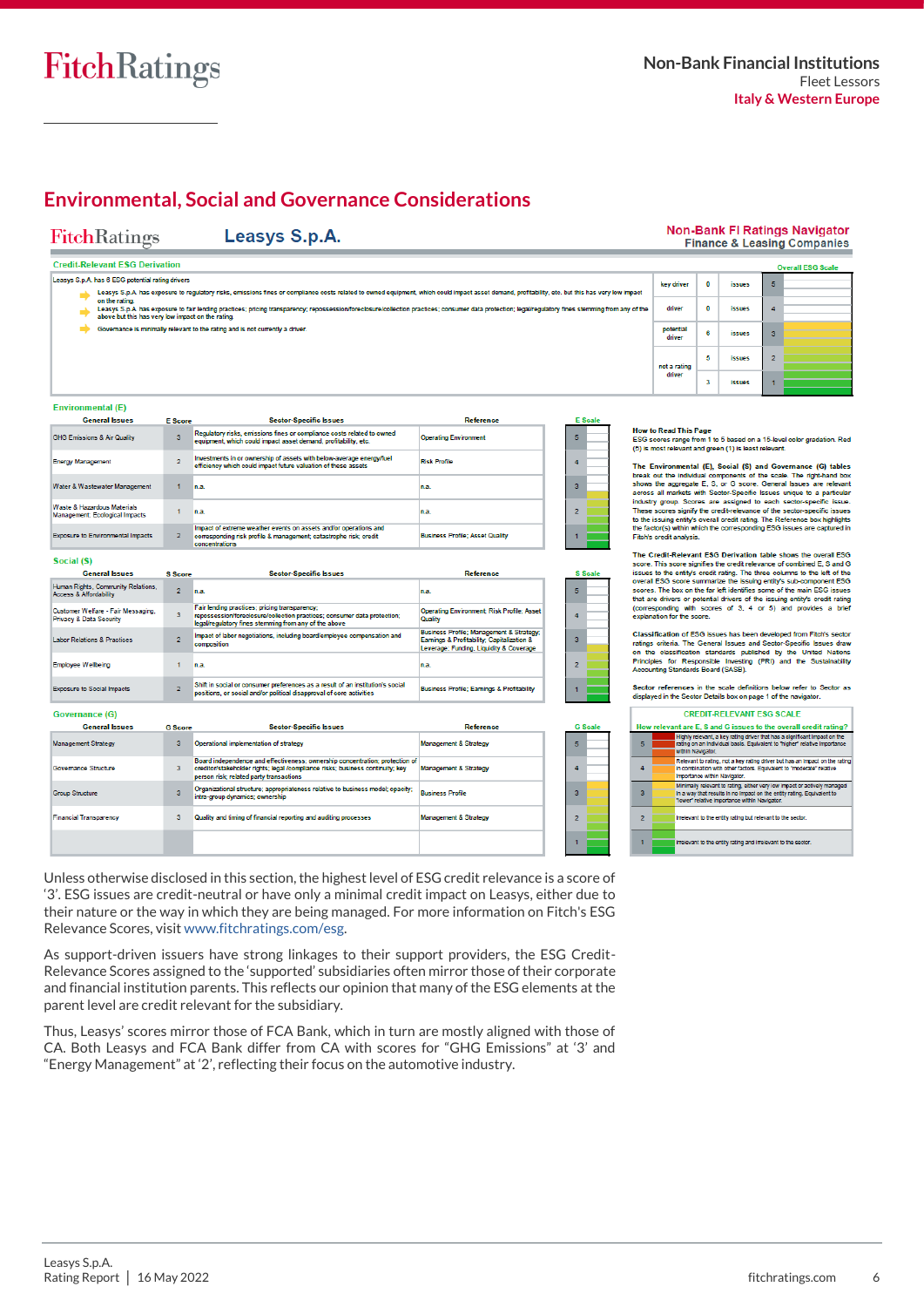## Environmental, Social and Governance Considerations

**Leasys S.p.A.**

**Non-Bank FI Ratings Navigator**
**Finance & Leasing Companies**

### Credit-Relevant ESG Derivation

Leasys S.p.A. has 6 ESG potential rating drivers

- Leasys S.p.A. has exposure to regulatory risks, emissions fines or compliance costs related to owned equipment, which could impact asset demand, profitability, etc. but this has very low impact on the rating.
- Leasys S.p.A. has exposure to fair lending practices; pricing transparency; repossession/foreclosure/collection practices; consumer data protection; legal/regulatory fines stemming from any of the above but this has very low impact on the rating.
- Governance is minimally relevant to the rating and is not currently a driver.

| | | | Overall ESG Scale |
|---|---|---|---|
| key driver | 0 | issues | 5 |
| driver | 0 | issues | 4 |
| potential driver | 6 | issues | 3 |
| not a rating driver | 5 | issues | 2 |
| | 3 | issues | 1 |

### Environmental (E)

| General Issues | E Score | Sector-Specific Issues | Reference |
|---|---|---|---|
| GHG Emissions & Air Quality | 3 | Regulatory risks, emissions fines or compliance costs related to owned equipment, which could impact asset demand, profitability, etc. | Operating Environment |
| Energy Management | 2 | Investments in or ownership of assets with below-average energy/fuel efficiency which could impact future valuation of these assets | Risk Profile |
| Water & Wastewater Management | 1 | n.a. | n.a. |
| Waste & Hazardous Materials Management; Ecological Impacts | 1 | n.a. | n.a. |
| Exposure to Environmental Impacts | 2 | Impact of extreme weather events on assets and/or operations and corresponding risk profile & management; catastrophe risk; credit concentrations | Business Profile; Asset Quality |

### Social (S)

| General Issues | S Score | Sector-Specific Issues | Reference |
|---|---|---|---|
| Human Rights, Community Relations, Access & Affordability | 2 | n.a. | n.a. |
| Customer Welfare - Fair Messaging, Privacy & Data Security | 3 | Fair lending practices; pricing transparency; repossession/foreclosure/collection practices; consumer data protection; legal/regulatory fines stemming from any of the above | Operating Environment; Risk Profile; Asset Quality |
| Labor Relations & Practices | 2 | Impact of labor negotiations, including board/employee compensation and composition | Business Profile; Management & Strategy; Earnings & Profitability; Capitalization & Leverage; Funding, Liquidity & Coverage |
| Employee Wellbeing | 1 | n.a. | n.a. |
| Exposure to Social Impacts | 2 | Shift in social or consumer preferences as a result of an institution's social positions, or social and/or political disapproval of core activities | Business Profile; Earnings & Profitability |

### Governance (G)

| General Issues | G Score | Sector-Specific Issues | Reference |
|---|---|---|---|
| Management Strategy | 3 | Operational implementation of strategy | Management & Strategy |
| Governance Structure | 3 | Board independence and effectiveness; ownership concentration; protection of creditor/stakeholder rights; legal /compliance risks; business continuity; key person risk; related party transactions | Management & Strategy |
| Group Structure | 3 | Organizational structure; appropriateness relative to business model; opacity; intra-group dynamics; ownership | Business Profile |
| Financial Transparency | 3 | Quality and timing of financial reporting and auditing processes | Management & Strategy |

**How to Read This Page**
ESG scores range from 1 to 5 based on a 15-level color gradation. Red (5) is most relevant and green (1) is least relevant.

**The Environmental (E), Social (S) and Governance (G) tables** break out the individual components of the scale. The right-hand box shows the aggregate E, S, or G score. General Issues are relevant across all markets with Sector-Specific Issues unique to a particular industry group. Scores are assigned to each sector-specific issue. These scores signify the credit-relevance of the sector-specific issues to the issuing entity's overall credit rating. The Reference box highlights the factor(s) within which the corresponding ESG issues are captured in Fitch's credit analysis.

**The Credit-Relevant ESG Derivation table** shows the overall ESG score. This score signifies the credit relevance of combined E, S and G issues to the entity's credit rating. The three columns to the left of the overall ESG score summarize the issuing entity's sub-component ESG scores. The box on the far left identifies some of the main ESG issues that are drivers or potential drivers of the issuing entity's credit rating (corresponding with scores of 3, 4 or 5) and provides a brief explanation for the score.

**Classification** of ESG issues has been developed from Fitch's sector ratings criteria. The General Issues and Sector-Specific Issues draw on the classification standards published by the United Nations Principles for Responsible Investing (PRI) and the Sustainability Accounting Standards Board (SASB).

**Sector references** in the scale definitions below refer to Sector as displayed in the Sector Details box on page 1 of the navigator.

**CREDIT-RELEVANT ESG SCALE**
**How relevant are E, S and G issues to the overall credit rating?**

| Score | Definition |
|---|---|
| 5 | Highly relevant, a key rating driver that has a significant impact on the rating on an individual basis. Equivalent to "higher" relative importance within Navigator. |
| 4 | Relevant to rating, not a key rating driver but has an impact on the rating in combination with other factors. Equivalent to "moderate" relative importance within Navigator. |
| 3 | Minimally relevant to rating, either very low impact or actively managed in a way that results in no impact on the entity rating. Equivalent to "lower" relative importance within Navigator. |
| 2 | Irrelevant to the entity rating but relevant to the sector. |
| 1 | Irrelevant to the entity rating and irrelevant to the sector. |

Unless otherwise disclosed in this section, the highest level of ESG credit relevance is a score of '3'. ESG issues are credit-neutral or have only a minimal credit impact on Leasys, either due to their nature or the way in which they are being managed. For more information on Fitch's ESG Relevance Scores, visit www.fitchratings.com/esg.

As support-driven issuers have strong linkages to their support providers, the ESG Credit-Relevance Scores assigned to the 'supported' subsidiaries often mirror those of their corporate and financial institution parents. This reflects our opinion that many of the ESG elements at the parent level are credit relevant for the subsidiary.

Thus, Leasys' scores mirror those of FCA Bank, which in turn are mostly aligned with those of CA. Both Leasys and FCA Bank differ from CA with scores for "GHG Emissions" at '3' and "Energy Management" at '2', reflecting their focus on the automotive industry.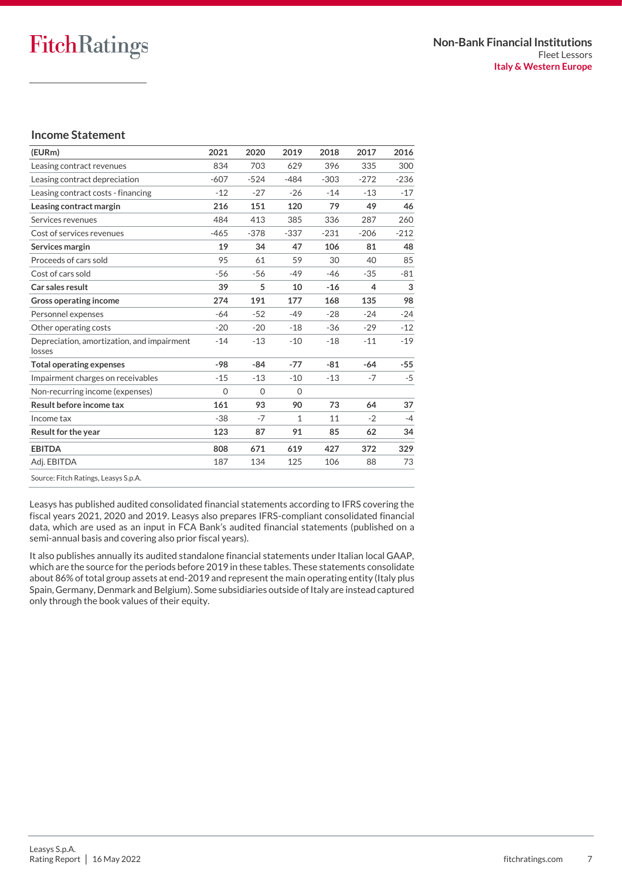## Income Statement

| (EURm) | 2021 | 2020 | 2019 | 2018 | 2017 | 2016 |
|---|---|---|---|---|---|---|
| Leasing contract revenues | 834 | 703 | 629 | 396 | 335 | 300 |
| Leasing contract depreciation | -607 | -524 | -484 | -303 | -272 | -236 |
| Leasing contract costs - financing | -12 | -27 | -26 | -14 | -13 | -17 |
| **Leasing contract margin** | **216** | **151** | **120** | **79** | **49** | **46** |
| Services revenues | 484 | 413 | 385 | 336 | 287 | 260 |
| Cost of services revenues | -465 | -378 | -337 | -231 | -206 | -212 |
| **Services margin** | **19** | **34** | **47** | **106** | **81** | **48** |
| Proceeds of cars sold | 95 | 61 | 59 | 30 | 40 | 85 |
| Cost of cars sold | -56 | -56 | -49 | -46 | -35 | -81 |
| **Car sales result** | **39** | **5** | **10** | **-16** | **4** | **3** |
| **Gross operating income** | **274** | **191** | **177** | **168** | **135** | **98** |
| Personnel expenses | -64 | -52 | -49 | -28 | -24 | -24 |
| Other operating costs | -20 | -20 | -18 | -36 | -29 | -12 |
| Depreciation, amortization, and impairment losses | -14 | -13 | -10 | -18 | -11 | -19 |
| **Total operating expenses** | **-98** | **-84** | **-77** | **-81** | **-64** | **-55** |
| Impairment charges on receivables | -15 | -13 | -10 | -13 | -7 | -5 |
| Non-recurring income (expenses) | 0 | 0 | 0 | | | |
| **Result before income tax** | **161** | **93** | **90** | **73** | **64** | **37** |
| Income tax | -38 | -7 | 1 | 11 | -2 | -4 |
| **Result for the year** | **123** | **87** | **91** | **85** | **62** | **34** |
| **EBITDA** | **808** | **671** | **619** | **427** | **372** | **329** |
| Adj. EBITDA | 187 | 134 | 125 | 106 | 88 | 73 |

Source: Fitch Ratings, Leasys S.p.A.

Leasys has published audited consolidated financial statements according to IFRS covering the fiscal years 2021, 2020 and 2019. Leasys also prepares IFRS-compliant consolidated financial data, which are used as an input in FCA Bank's audited financial statements (published on a semi-annual basis and covering also prior fiscal years).

It also publishes annually its audited standalone financial statements under Italian local GAAP, which are the source for the periods before 2019 in these tables. These statements consolidate about 86% of total group assets at end-2019 and represent the main operating entity (Italy plus Spain, Germany, Denmark and Belgium). Some subsidiaries outside of Italy are instead captured only through the book values of their equity.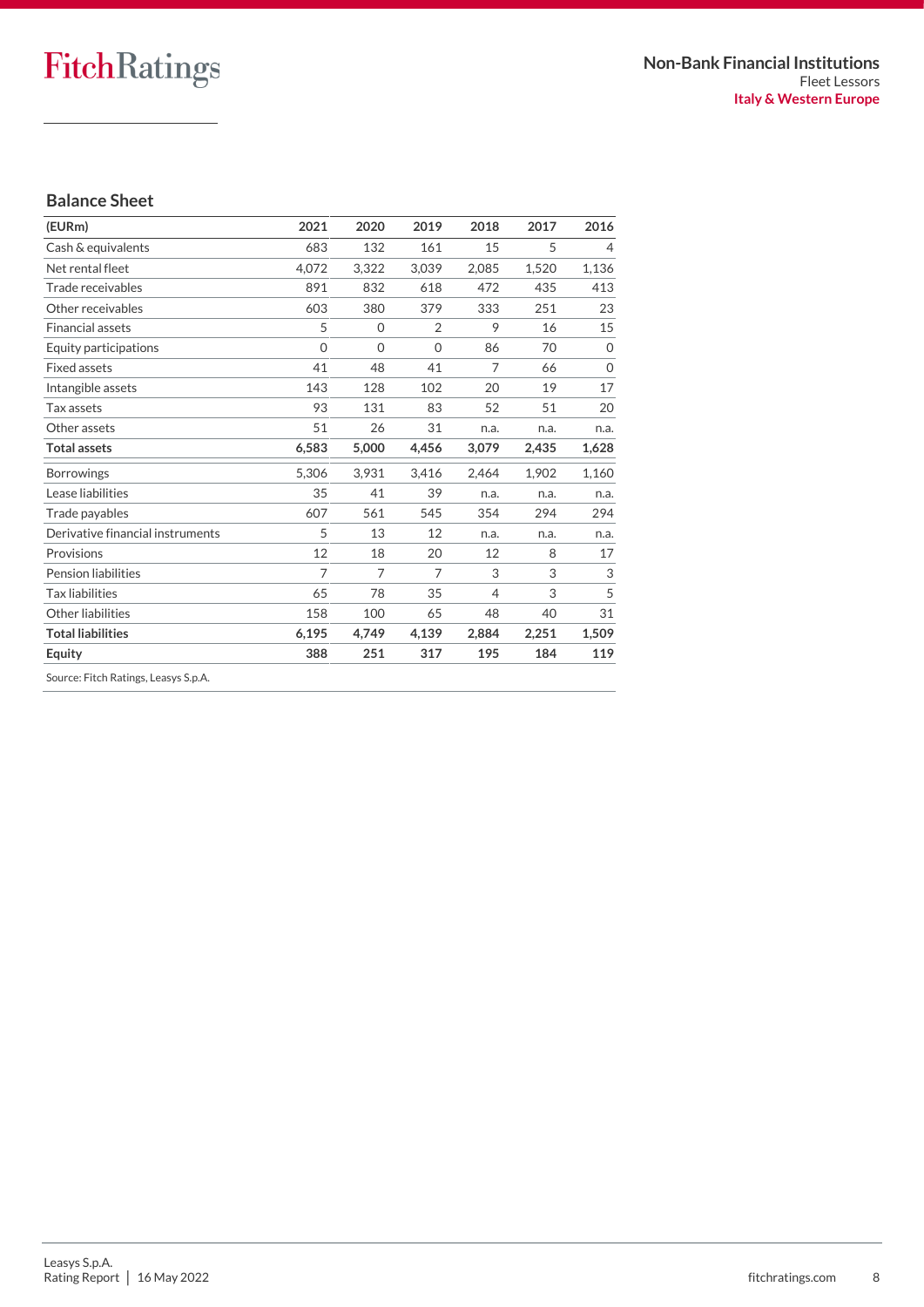## Balance Sheet

| (EURm) | 2021 | 2020 | 2019 | 2018 | 2017 | 2016 |
|---|---|---|---|---|---|---|
| Cash & equivalents | 683 | 132 | 161 | 15 | 5 | 4 |
| Net rental fleet | 4,072 | 3,322 | 3,039 | 2,085 | 1,520 | 1,136 |
| Trade receivables | 891 | 832 | 618 | 472 | 435 | 413 |
| Other receivables | 603 | 380 | 379 | 333 | 251 | 23 |
| Financial assets | 5 | 0 | 2 | 9 | 16 | 15 |
| Equity participations | 0 | 0 | 0 | 86 | 70 | 0 |
| Fixed assets | 41 | 48 | 41 | 7 | 66 | 0 |
| Intangible assets | 143 | 128 | 102 | 20 | 19 | 17 |
| Tax assets | 93 | 131 | 83 | 52 | 51 | 20 |
| Other assets | 51 | 26 | 31 | n.a. | n.a. | n.a. |
| **Total assets** | **6,583** | **5,000** | **4,456** | **3,079** | **2,435** | **1,628** |
| Borrowings | 5,306 | 3,931 | 3,416 | 2,464 | 1,902 | 1,160 |
| Lease liabilities | 35 | 41 | 39 | n.a. | n.a. | n.a. |
| Trade payables | 607 | 561 | 545 | 354 | 294 | 294 |
| Derivative financial instruments | 5 | 13 | 12 | n.a. | n.a. | n.a. |
| Provisions | 12 | 18 | 20 | 12 | 8 | 17 |
| Pension liabilities | 7 | 7 | 7 | 3 | 3 | 3 |
| Tax liabilities | 65 | 78 | 35 | 4 | 3 | 5 |
| Other liabilities | 158 | 100 | 65 | 48 | 40 | 31 |
| **Total liabilities** | **6,195** | **4,749** | **4,139** | **2,884** | **2,251** | **1,509** |
| **Equity** | **388** | **251** | **317** | **195** | **184** | **119** |

Source: Fitch Ratings, Leasys S.p.A.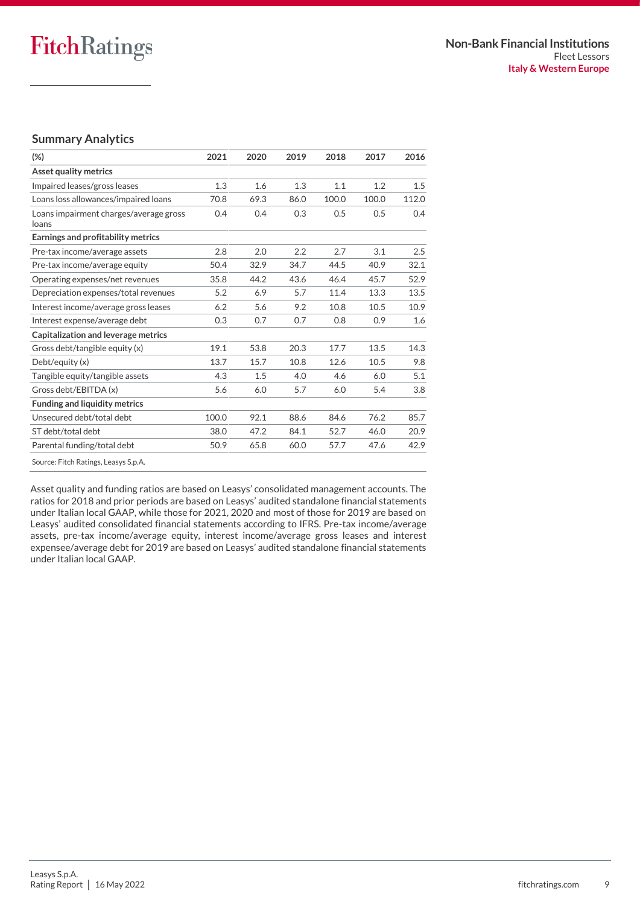## Summary Analytics

| (%) | 2021 | 2020 | 2019 | 2018 | 2017 | 2016 |
|---|---|---|---|---|---|---|
| **Asset quality metrics** | | | | | | |
| Impaired leases/gross leases | 1.3 | 1.6 | 1.3 | 1.1 | 1.2 | 1.5 |
| Loans loss allowances/impaired loans | 70.8 | 69.3 | 86.0 | 100.0 | 100.0 | 112.0 |
| Loans impairment charges/average gross loans | 0.4 | 0.4 | 0.3 | 0.5 | 0.5 | 0.4 |
| **Earnings and profitability metrics** | | | | | | |
| Pre-tax income/average assets | 2.8 | 2.0 | 2.2 | 2.7 | 3.1 | 2.5 |
| Pre-tax income/average equity | 50.4 | 32.9 | 34.7 | 44.5 | 40.9 | 32.1 |
| Operating expenses/net revenues | 35.8 | 44.2 | 43.6 | 46.4 | 45.7 | 52.9 |
| Depreciation expenses/total revenues | 5.2 | 6.9 | 5.7 | 11.4 | 13.3 | 13.5 |
| Interest income/average gross leases | 6.2 | 5.6 | 9.2 | 10.8 | 10.5 | 10.9 |
| Interest expense/average debt | 0.3 | 0.7 | 0.7 | 0.8 | 0.9 | 1.6 |
| **Capitalization and leverage metrics** | | | | | | |
| Gross debt/tangible equity (x) | 19.1 | 53.8 | 20.3 | 17.7 | 13.5 | 14.3 |
| Debt/equity (x) | 13.7 | 15.7 | 10.8 | 12.6 | 10.5 | 9.8 |
| Tangible equity/tangible assets | 4.3 | 1.5 | 4.0 | 4.6 | 6.0 | 5.1 |
| Gross debt/EBITDA (x) | 5.6 | 6.0 | 5.7 | 6.0 | 5.4 | 3.8 |
| **Funding and liquidity metrics** | | | | | | |
| Unsecured debt/total debt | 100.0 | 92.1 | 88.6 | 84.6 | 76.2 | 85.7 |
| ST debt/total debt | 38.0 | 47.2 | 84.1 | 52.7 | 46.0 | 20.9 |
| Parental funding/total debt | 50.9 | 65.8 | 60.0 | 57.7 | 47.6 | 42.9 |

Source: Fitch Ratings, Leasys S.p.A.

Asset quality and funding ratios are based on Leasys' consolidated management accounts. The ratios for 2018 and prior periods are based on Leasys' audited standalone financial statements under Italian local GAAP, while those for 2021, 2020 and most of those for 2019 are based on Leasys' audited consolidated financial statements according to IFRS. Pre-tax income/average assets, pre-tax income/average equity, interest income/average gross leases and interest expensee/average debt for 2019 are based on Leasys' audited standalone financial statements under Italian local GAAP.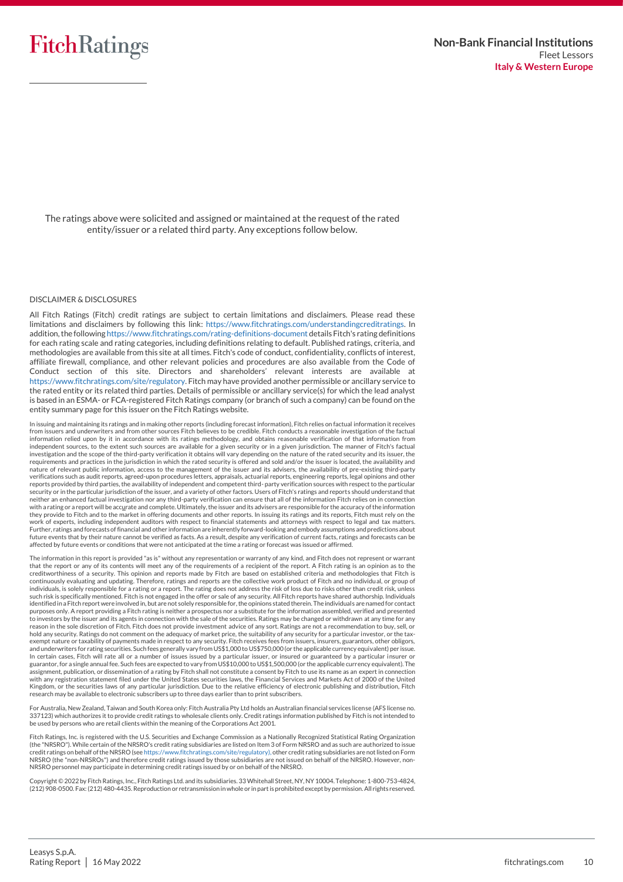The ratings above were solicited and assigned or maintained at the request of the rated entity/issuer or a related third party. Any exceptions follow below.

DISCLAIMER & DISCLOSURES

All Fitch Ratings (Fitch) credit ratings are subject to certain limitations and disclaimers. Please read these limitations and disclaimers by following this link: https://www.fitchratings.com/understandingcreditratings. In addition, the following https://www.fitchratings.com/rating-definitions-document details Fitch's rating definitions for each rating scale and rating categories, including definitions relating to default. Published ratings, criteria, and methodologies are available from this site at all times. Fitch's code of conduct, confidentiality, conflicts of interest, affiliate firewall, compliance, and other relevant policies and procedures are also available from the Code of Conduct section of this site. Directors and shareholders' relevant interests are available at https://www.fitchratings.com/site/regulatory. Fitch may have provided another permissible or ancillary service to the rated entity or its related third parties. Details of permissible or ancillary service(s) for which the lead analyst is based in an ESMA- or FCA-registered Fitch Ratings company (or branch of such a company) can be found on the entity summary page for this issuer on the Fitch Ratings website.

In issuing and maintaining its ratings and in making other reports (including forecast information), Fitch relies on factual information it receives from issuers and underwriters and from other sources Fitch believes to be credible. Fitch conducts a reasonable investigation of the factual information relied upon by it in accordance with its ratings methodology, and obtains reasonable verification of that information from independent sources, to the extent such sources are available for a given security or in a given jurisdiction. The manner of Fitch's factual investigation and the scope of the third-party verification it obtains will vary depending on the nature of the rated security and its issuer, the requirements and practices in the jurisdiction in which the rated security is offered and sold and/or the issuer is located, the availability and nature of relevant public information, access to the management of the issuer and its advisers, the availability of pre-existing third-party verifications such as audit reports, agreed-upon procedures letters, appraisals, actuarial reports, engineering reports, legal opinions and other reports provided by third parties, the availability of independent and competent third- party verification sources with respect to the particular security or in the particular jurisdiction of the issuer, and a variety of other factors. Users of Fitch's ratings and reports should understand that neither an enhanced factual investigation nor any third-party verification can ensure that all of the information Fitch relies on in connection with a rating or a report will be accurate and complete. Ultimately, the issuer and its advisers are responsible for the accuracy of the information they provide to Fitch and to the market in offering documents and other reports. In issuing its ratings and its reports, Fitch must rely on the work of experts, including independent auditors with respect to financial statements and attorneys with respect to legal and tax matters. Further, ratings and forecasts of financial and other information are inherently forward-looking and embody assumptions and predictions about future events that by their nature cannot be verified as facts. As a result, despite any verification of current facts, ratings and forecasts can be affected by future events or conditions that were not anticipated at the time a rating or forecast was issued or affirmed.

The information in this report is provided "as is" without any representation or warranty of any kind, and Fitch does not represent or warrant that the report or any of its contents will meet any of the requirements of a recipient of the report. A Fitch rating is an opinion as to the creditworthiness of a security. This opinion and reports made by Fitch are based on established criteria and methodologies that Fitch is continuously evaluating and updating. Therefore, ratings and reports are the collective work product of Fitch and no individual, or group of individuals, is solely responsible for a rating or a report. The rating does not address the risk of loss due to risks other than credit risk, unless such risk is specifically mentioned. Fitch is not engaged in the offer or sale of any security. All Fitch reports have shared authorship. Individuals identified in a Fitch report were involved in, but are not solely responsible for, the opinions stated therein. The individuals are named for contact purposes only. A report providing a Fitch rating is neither a prospectus nor a substitute for the information assembled, verified and presented to investors by the issuer and its agents in connection with the sale of the securities. Ratings may be changed or withdrawn at any time for any reason in the sole discretion of Fitch. Fitch does not provide investment advice of any sort. Ratings are not a recommendation to buy, sell, or hold any security. Ratings do not comment on the adequacy of market price, the suitability of any security for a particular investor, or the tax-exempt nature or taxability of payments made in respect to any security. Fitch receives fees from issuers, insurers, guarantors, other obligors, and underwriters for rating securities. Such fees generally vary from US$1,000 to US$750,000 (or the applicable currency equivalent) per issue. In certain cases, Fitch will rate all or a number of issues issued by a particular issuer, or insured or guaranteed by a particular insurer or guarantor, for a single annual fee. Such fees are expected to vary from US$10,000 to US$1,500,000 (or the applicable currency equivalent). The assignment, publication, or dissemination of a rating by Fitch shall not constitute a consent by Fitch to use its name as an expert in connection with any registration statement filed under the United States securities laws, the Financial Services and Markets Act of 2000 of the United Kingdom, or the securities laws of any particular jurisdiction. Due to the relative efficiency of electronic publishing and distribution, Fitch research may be available to electronic subscribers up to three days earlier than to print subscribers.

For Australia, New Zealand, Taiwan and South Korea only: Fitch Australia Pty Ltd holds an Australian financial services license (AFS license no. 337123) which authorizes it to provide credit ratings to wholesale clients only. Credit ratings information published by Fitch is not intended to be used by persons who are retail clients within the meaning of the Corporations Act 2001.

Fitch Ratings, Inc. is registered with the U.S. Securities and Exchange Commission as a Nationally Recognized Statistical Rating Organization (the "NRSRO"). While certain of the NRSRO's credit rating subsidiaries are listed on Item 3 of Form NRSRO and as such are authorized to issue credit ratings on behalf of the NRSRO (see https://www.fitchratings.com/site/regulatory), other credit rating subsidiaries are not listed on Form NRSRO (the "non-NRSROs") and therefore credit ratings issued by those subsidiaries are not issued on behalf of the NRSRO. However, non-NRSRO personnel may participate in determining credit ratings issued by or on behalf of the NRSRO.

Copyright © 2022 by Fitch Ratings, Inc., Fitch Ratings Ltd. and its subsidiaries. 33 Whitehall Street, NY, NY 10004. Telephone: 1-800-753-4824, (212) 908-0500. Fax: (212) 480-4435. Reproduction or retransmission in whole or in part is prohibited except by permission. All rights reserved.